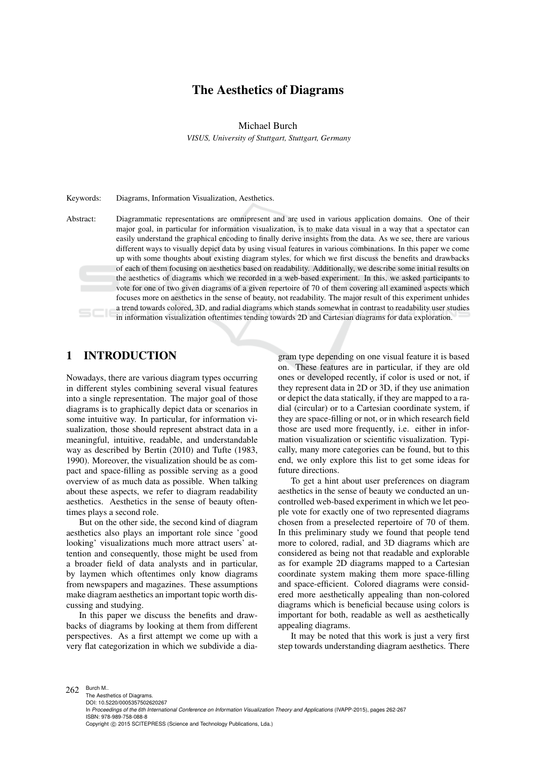# The Aesthetics of Diagrams

Michael Burch

*VISUS, University of Stuttgart, Stuttgart, Germany*

Keywords: Diagrams, Information Visualization, Aesthetics.

Abstract: Diagrammatic representations are omnipresent and are used in various application domains. One of their major goal, in particular for information visualization, is to make data visual in a way that a spectator can easily understand the graphical encoding to finally derive insights from the data. As we see, there are various different ways to visually depict data by using visual features in various combinations. In this paper we come up with some thoughts about existing diagram styles, for which we first discuss the benefits and drawbacks of each of them focusing on aesthetics based on readability. Additionally, we describe some initial results on the aesthetics of diagrams which we recorded in a web-based experiment. In this, we asked participants to vote for one of two given diagrams of a given repertoire of 70 of them covering all examined aspects which focuses more on aesthetics in the sense of beauty, not readability. The major result of this experiment unhides a trend towards colored, 3D, and radial diagrams which stands somewhat in contrast to readability user studies in information visualization oftentimes tending towards 2D and Cartesian diagrams for data exploration.

## 1 INTRODUCTION

Nowadays, there are various diagram types occurring in different styles combining several visual features into a single representation. The major goal of those diagrams is to graphically depict data or scenarios in some intuitive way. In particular, for information visualization, those should represent abstract data in a meaningful, intuitive, readable, and understandable way as described by Bertin (2010) and Tufte (1983, 1990). Moreover, the visualization should be as compact and space-filling as possible serving as a good overview of as much data as possible. When talking about these aspects, we refer to diagram readability aesthetics. Aesthetics in the sense of beauty oftentimes plays a second role.

But on the other side, the second kind of diagram aesthetics also plays an important role since 'good looking' visualizations much more attract users' attention and consequently, those might be used from a broader field of data analysts and in particular, by laymen which oftentimes only know diagrams from newspapers and magazines. These assumptions make diagram aesthetics an important topic worth discussing and studying.

In this paper we discuss the benefits and drawbacks of diagrams by looking at them from different perspectives. As a first attempt we come up with a very flat categorization in which we subdivide a diagram type depending on one visual feature it is based on. These features are in particular, if they are old ones or developed recently, if color is used or not, if they represent data in 2D or 3D, if they use animation or depict the data statically, if they are mapped to a radial (circular) or to a Cartesian coordinate system, if they are space-filling or not, or in which research field those are used more frequently, i.e. either in information visualization or scientific visualization. Typically, many more categories can be found, but to this end, we only explore this list to get some ideas for future directions.

To get a hint about user preferences on diagram aesthetics in the sense of beauty we conducted an uncontrolled web-based experiment in which we let people vote for exactly one of two represented diagrams chosen from a preselected repertoire of 70 of them. In this preliminary study we found that people tend more to colored, radial, and 3D diagrams which are considered as being not that readable and explorable as for example 2D diagrams mapped to a Cartesian coordinate system making them more space-filling and space-efficient. Colored diagrams were considered more aesthetically appealing than non-colored diagrams which is beneficial because using colors is important for both, readable as well as aesthetically appealing diagrams.

It may be noted that this work is just a very first step towards understanding diagram aesthetics. There

Burch M..
The Aesthetics of Diagrams.
DOI: 10.5220/0005357502620267
In *Proceedings of the 6th International Conference on Information Visualization Theory and Applications* (IVAPP-2015), pages 262-267
ISBN: 978-989-758-088-8
Copyright © 2015 SCITEPRESS (Science and Technology Publications, Lda.)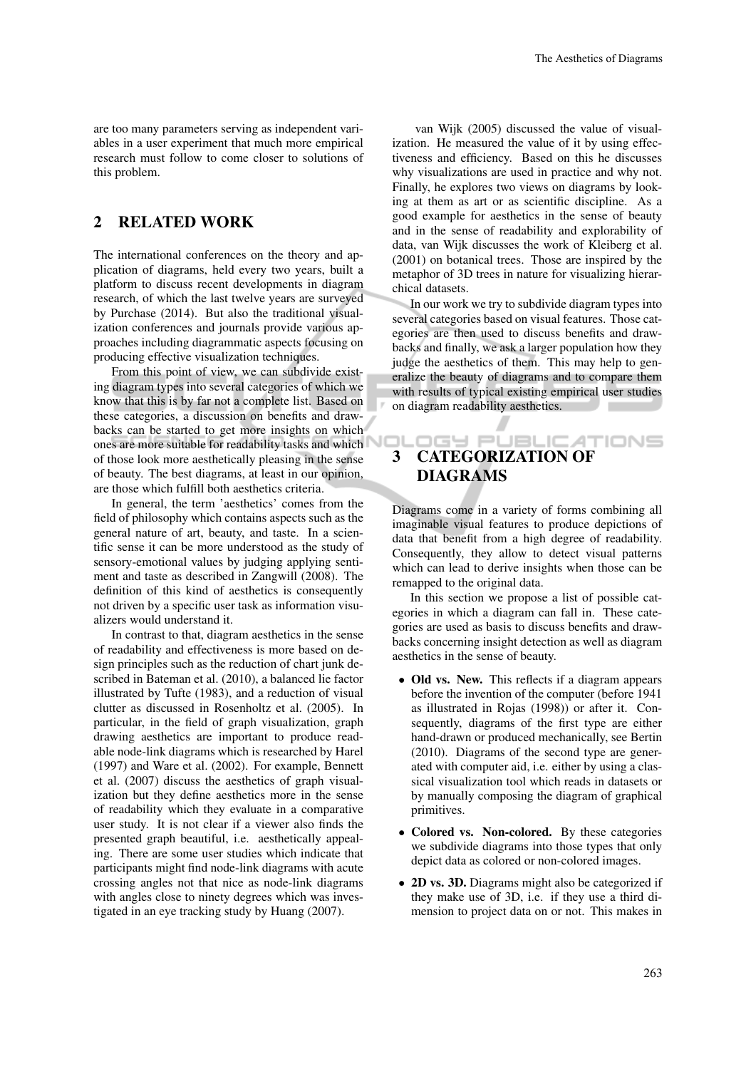are too many parameters serving as independent variables in a user experiment that much more empirical research must follow to come closer to solutions of this problem.

## 2 RELATED WORK

The international conferences on the theory and application of diagrams, held every two years, built a platform to discuss recent developments in diagram research, of which the last twelve years are surveyed by Purchase (2014). But also the traditional visualization conferences and journals provide various approaches including diagrammatic aspects focusing on producing effective visualization techniques.

From this point of view, we can subdivide existing diagram types into several categories of which we know that this is by far not a complete list. Based on these categories, a discussion on benefits and drawbacks can be started to get more insights on which ones are more suitable for readability tasks and which of those look more aesthetically pleasing in the sense of beauty. The best diagrams, at least in our opinion, are those which fulfill both aesthetics criteria.

In general, the term 'aesthetics' comes from the field of philosophy which contains aspects such as the general nature of art, beauty, and taste. In a scientific sense it can be more understood as the study of sensory-emotional values by judging applying sentiment and taste as described in Zangwill (2008). The definition of this kind of aesthetics is consequently not driven by a specific user task as information visualizers would understand it.

In contrast to that, diagram aesthetics in the sense of readability and effectiveness is more based on design principles such as the reduction of chart junk described in Bateman et al. (2010), a balanced lie factor illustrated by Tufte (1983), and a reduction of visual clutter as discussed in Rosenholtz et al. (2005). In particular, in the field of graph visualization, graph drawing aesthetics are important to produce readable node-link diagrams which is researched by Harel (1997) and Ware et al. (2002). For example, Bennett et al. (2007) discuss the aesthetics of graph visualization but they define aesthetics more in the sense of readability which they evaluate in a comparative user study. It is not clear if a viewer also finds the presented graph beautiful, i.e. aesthetically appealing. There are some user studies which indicate that participants might find node-link diagrams with acute crossing angles not that nice as node-link diagrams with angles close to ninety degrees which was investigated in an eye tracking study by Huang (2007).

van Wijk (2005) discussed the value of visualization. He measured the value of it by using effectiveness and efficiency. Based on this he discusses why visualizations are used in practice and why not. Finally, he explores two views on diagrams by looking at them as art or as scientific discipline. As a good example for aesthetics in the sense of beauty and in the sense of readability and explorability of data, van Wijk discusses the work of Kleiberg et al. (2001) on botanical trees. Those are inspired by the metaphor of 3D trees in nature for visualizing hierarchical datasets.

In our work we try to subdivide diagram types into several categories based on visual features. Those categories are then used to discuss benefits and drawbacks and finally, we ask a larger population how they judge the aesthetics of them. This may help to generalize the beauty of diagrams and to compare them with results of typical existing empirical user studies on diagram readability aesthetics.

## 3 CATEGORIZATION OF DIAGRAMS

Diagrams come in a variety of forms combining all imaginable visual features to produce depictions of data that benefit from a high degree of readability. Consequently, they allow to detect visual patterns which can lead to derive insights when those can be remapped to the original data.

In this section we propose a list of possible categories in which a diagram can fall in. These categories are used as basis to discuss benefits and drawbacks concerning insight detection as well as diagram aesthetics in the sense of beauty.

- **Old vs. New.** This reflects if a diagram appears before the invention of the computer (before 1941 as illustrated in Rojas (1998)) or after it. Consequently, diagrams of the first type are either hand-drawn or produced mechanically, see Bertin (2010). Diagrams of the second type are generated with computer aid, i.e. either by using a classical visualization tool which reads in datasets or by manually composing the diagram of graphical primitives.
- **Colored vs. Non-colored.** By these categories we subdivide diagrams into those types that only depict data as colored or non-colored images.
- **2D vs. 3D.** Diagrams might also be categorized if they make use of 3D, i.e. if they use a third dimension to project data on or not. This makes in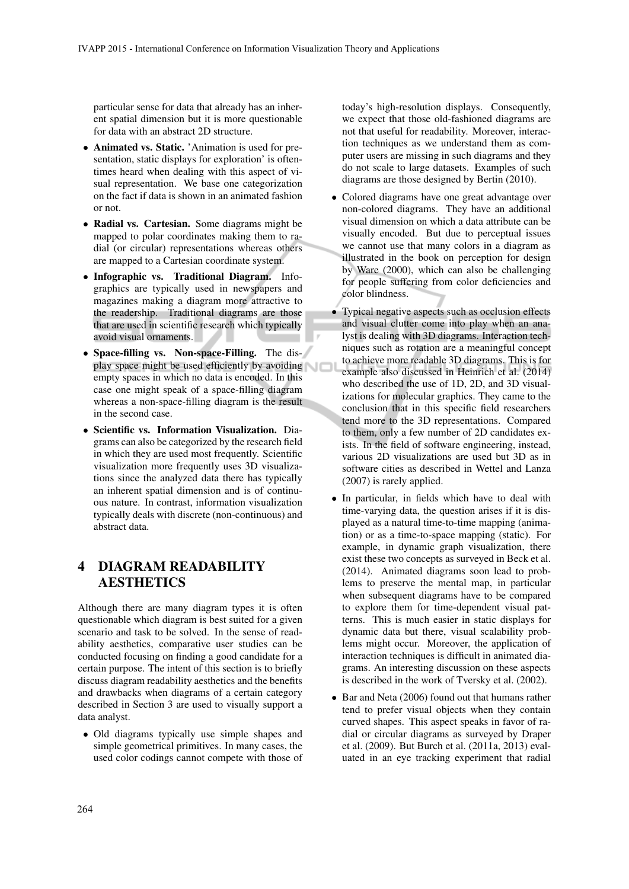particular sense for data that already has an inherent spatial dimension but it is more questionable for data with an abstract 2D structure.

- **Animated vs. Static.** 'Animation is used for presentation, static displays for exploration' is oftentimes heard when dealing with this aspect of visual representation. We base one categorization on the fact if data is shown in an animated fashion or not.
- **Radial vs. Cartesian.** Some diagrams might be mapped to polar coordinates making them to radial (or circular) representations whereas others are mapped to a Cartesian coordinate system.
- **Infographic vs. Traditional Diagram.** Infographics are typically used in newspapers and magazines making a diagram more attractive to the readership. Traditional diagrams are those that are used in scientific research which typically avoid visual ornaments.
- **Space-filling vs. Non-space-Filling.** The display space might be used efficiently by avoiding empty spaces in which no data is encoded. In this case one might speak of a space-filling diagram whereas a non-space-filling diagram is the result in the second case.
- **Scientific vs. Information Visualization.** Diagrams can also be categorized by the research field in which they are used most frequently. Scientific visualization more frequently uses 3D visualizations since the analyzed data there has typically an inherent spatial dimension and is of continuous nature. In contrast, information visualization typically deals with discrete (non-continuous) and abstract data.

# 4 DIAGRAM READABILITY AESTHETICS

Although there are many diagram types it is often questionable which diagram is best suited for a given scenario and task to be solved. In the sense of readability aesthetics, comparative user studies can be conducted focusing on finding a good candidate for a certain purpose. The intent of this section is to briefly discuss diagram readability aesthetics and the benefits and drawbacks when diagrams of a certain category described in Section 3 are used to visually support a data analyst.

- Old diagrams typically use simple shapes and simple geometrical primitives. In many cases, the used color codings cannot compete with those of today's high-resolution displays. Consequently, we expect that those old-fashioned diagrams are not that useful for readability. Moreover, interaction techniques as we understand them as computer users are missing in such diagrams and they do not scale to large datasets. Examples of such diagrams are those designed by Bertin (2010).
- Colored diagrams have one great advantage over non-colored diagrams. They have an additional visual dimension on which a data attribute can be visually encoded. But due to perceptual issues we cannot use that many colors in a diagram as illustrated in the book on perception for design by Ware (2000), which can also be challenging for people suffering from color deficiencies and color blindness.
- Typical negative aspects such as occlusion effects and visual clutter come into play when an analyst is dealing with 3D diagrams. Interaction techniques such as rotation are a meaningful concept to achieve more readable 3D diagrams. This is for example also discussed in Heinrich et al. (2014) who described the use of 1D, 2D, and 3D visualizations for molecular graphics. They came to the conclusion that in this specific field researchers tend more to the 3D representations. Compared to them, only a few number of 2D candidates exists. In the field of software engineering, instead, various 2D visualizations are used but 3D as in software cities as described in Wettel and Lanza (2007) is rarely applied.
- In particular, in fields which have to deal with time-varying data, the question arises if it is displayed as a natural time-to-time mapping (animation) or as a time-to-space mapping (static). For example, in dynamic graph visualization, there exist these two concepts as surveyed in Beck et al. (2014). Animated diagrams soon lead to problems to preserve the mental map, in particular when subsequent diagrams have to be compared to explore them for time-dependent visual patterns. This is much easier in static displays for dynamic data but there, visual scalability problems might occur. Moreover, the application of interaction techniques is difficult in animated diagrams. An interesting discussion on these aspects is described in the work of Tversky et al. (2002).
- Bar and Neta (2006) found out that humans rather tend to prefer visual objects when they contain curved shapes. This aspect speaks in favor of radial or circular diagrams as surveyed by Draper et al. (2009). But Burch et al. (2011a, 2013) evaluated in an eye tracking experiment that radial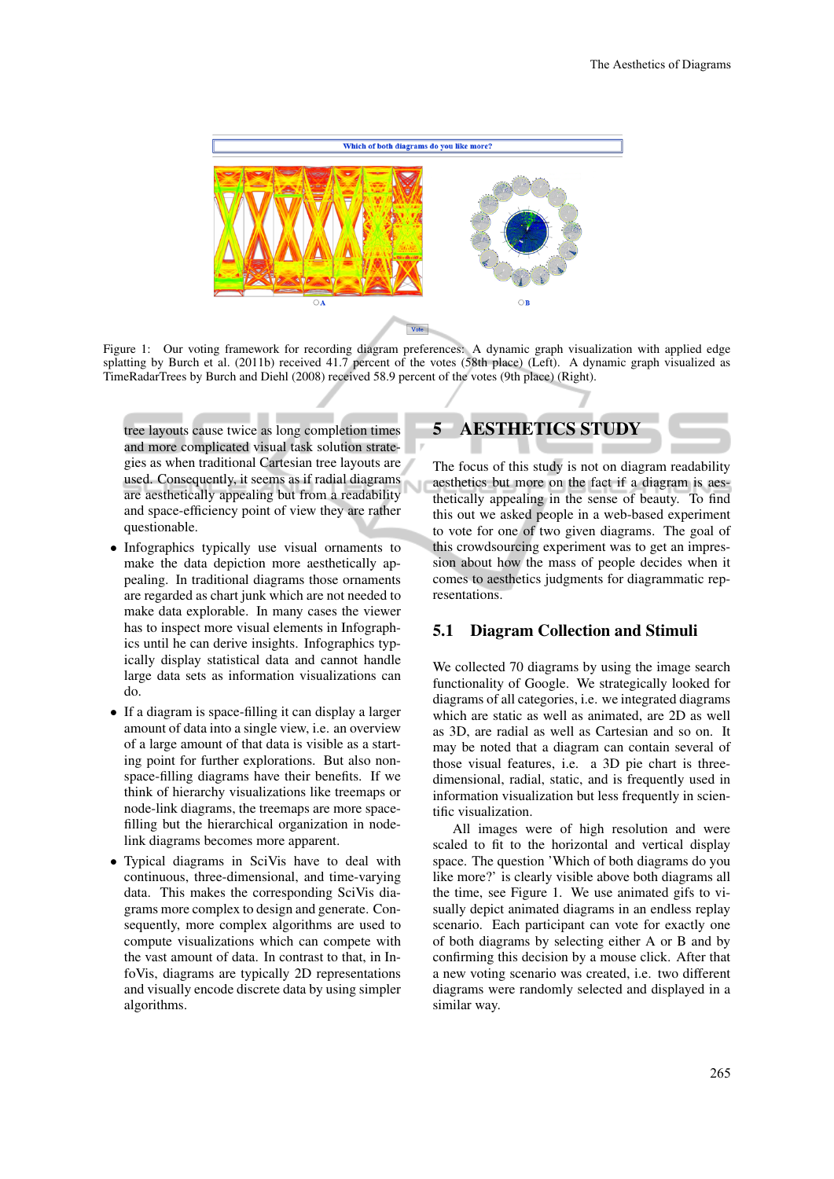Which of both diagrams do you like more?

A

B

Vote

Figure 1: Our voting framework for recording diagram preferences: A dynamic graph visualization with applied edge splatting by Burch et al. (2011b) received 41.7 percent of the votes (58th place) (Left). A dynamic graph visualized as TimeRadarTrees by Burch and Diehl (2008) received 58.9 percent of the votes (9th place) (Right).

tree layouts cause twice as long completion times and more complicated visual task solution strategies as when traditional Cartesian tree layouts are used. Consequently, it seems as if radial diagrams are aesthetically appealing but from a readability and space-efficiency point of view they are rather questionable.

- Infographics typically use visual ornaments to make the data depiction more aesthetically appealing. In traditional diagrams those ornaments are regarded as chart junk which are not needed to make data explorable. In many cases the viewer has to inspect more visual elements in Infographics until he can derive insights. Infographics typically display statistical data and cannot handle large data sets as information visualizations can do.
- If a diagram is space-filling it can display a larger amount of data into a single view, i.e. an overview of a large amount of that data is visible as a starting point for further explorations. But also non-space-filling diagrams have their benefits. If we think of hierarchy visualizations like treemaps or node-link diagrams, the treemaps are more space-filling but the hierarchical organization in node-link diagrams becomes more apparent.
- Typical diagrams in SciVis have to deal with continuous, three-dimensional, and time-varying data. This makes the corresponding SciVis diagrams more complex to design and generate. Consequently, more complex algorithms are used to compute visualizations which can compete with the vast amount of data. In contrast to that, in InfoVis, diagrams are typically 2D representations and visually encode discrete data by using simpler algorithms.

# 5 AESTHETICS STUDY

The focus of this study is not on diagram readability aesthetics but more on the fact if a diagram is aesthetically appealing in the sense of beauty. To find this out we asked people in a web-based experiment to vote for one of two given diagrams. The goal of this crowdsourcing experiment was to get an impression about how the mass of people decides when it comes to aesthetics judgments for diagrammatic representations.

## 5.1 Diagram Collection and Stimuli

We collected 70 diagrams by using the image search functionality of Google. We strategically looked for diagrams of all categories, i.e. we integrated diagrams which are static as well as animated, are 2D as well as 3D, are radial as well as Cartesian and so on. It may be noted that a diagram can contain several of those visual features, i.e. a 3D pie chart is three-dimensional, radial, static, and is frequently used in information visualization but less frequently in scientific visualization.

All images were of high resolution and were scaled to fit to the horizontal and vertical display space. The question 'Which of both diagrams do you like more?' is clearly visible above both diagrams all the time, see Figure 1. We use animated gifs to visually depict animated diagrams in an endless replay scenario. Each participant can vote for exactly one of both diagrams by selecting either A or B and by confirming this decision by a mouse click. After that a new voting scenario was created, i.e. two different diagrams were randomly selected and displayed in a similar way.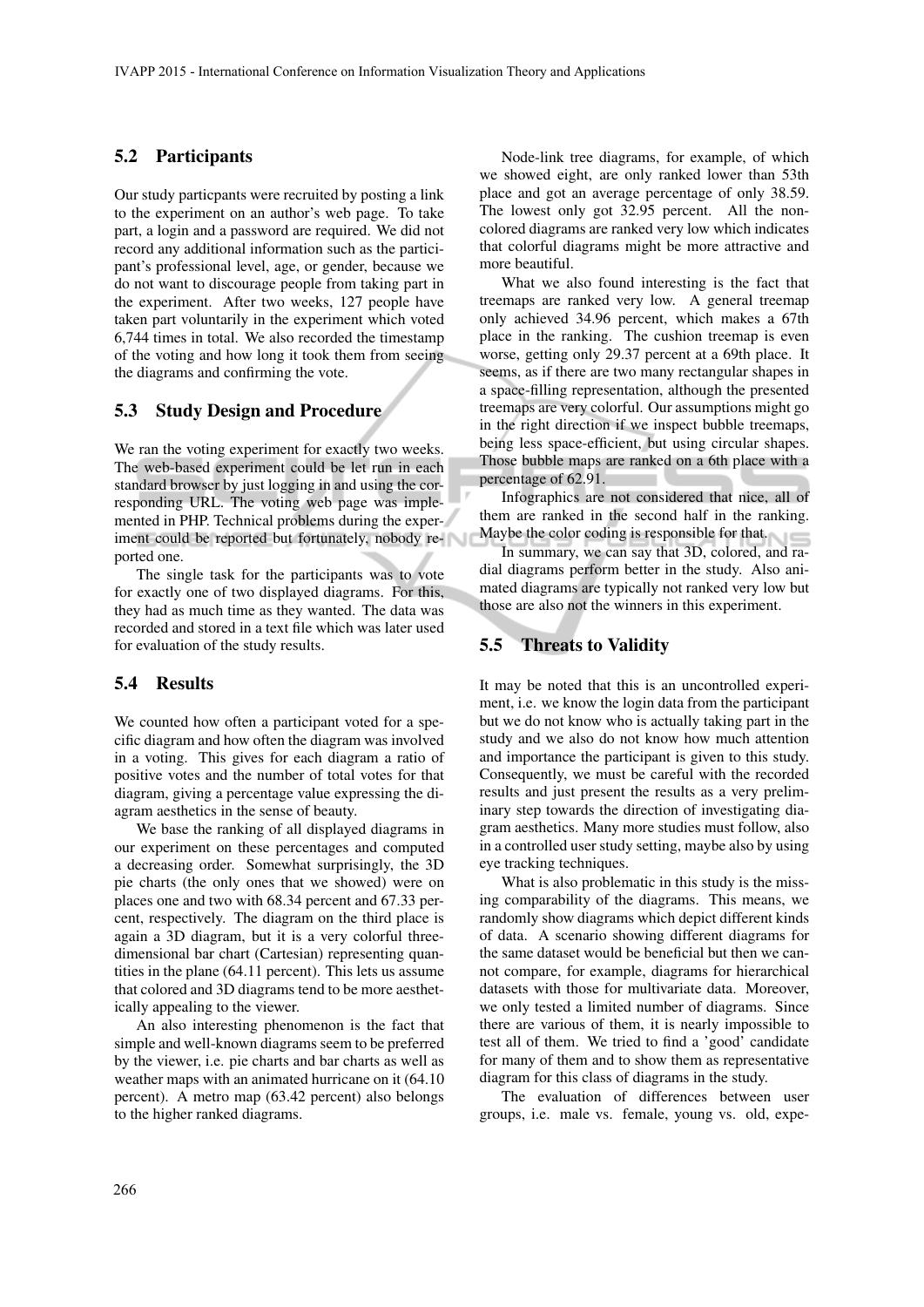### 5.2 Participants

Our study particpants were recruited by posting a link to the experiment on an author's web page. To take part, a login and a password are required. We did not record any additional information such as the participant's professional level, age, or gender, because we do not want to discourage people from taking part in the experiment. After two weeks, 127 people have taken part voluntarily in the experiment which voted 6,744 times in total. We also recorded the timestamp of the voting and how long it took them from seeing the diagrams and confirming the vote.

### 5.3 Study Design and Procedure

We ran the voting experiment for exactly two weeks. The web-based experiment could be let run in each standard browser by just logging in and using the corresponding URL. The voting web page was implemented in PHP. Technical problems during the experiment could be reported but fortunately, nobody reported one.

The single task for the participants was to vote for exactly one of two displayed diagrams. For this, they had as much time as they wanted. The data was recorded and stored in a text file which was later used for evaluation of the study results.

### 5.4 Results

We counted how often a participant voted for a specific diagram and how often the diagram was involved in a voting. This gives for each diagram a ratio of positive votes and the number of total votes for that diagram, giving a percentage value expressing the diagram aesthetics in the sense of beauty.

We base the ranking of all displayed diagrams in our experiment on these percentages and computed a decreasing order. Somewhat surprisingly, the 3D pie charts (the only ones that we showed) were on places one and two with 68.34 percent and 67.33 percent, respectively. The diagram on the third place is again a 3D diagram, but it is a very colorful three-dimensional bar chart (Cartesian) representing quantities in the plane (64.11 percent). This lets us assume that colored and 3D diagrams tend to be more aesthetically appealing to the viewer.

An also interesting phenomenon is the fact that simple and well-known diagrams seem to be preferred by the viewer, i.e. pie charts and bar charts as well as weather maps with an animated hurricane on it (64.10 percent). A metro map (63.42 percent) also belongs to the higher ranked diagrams.

Node-link tree diagrams, for example, of which we showed eight, are only ranked lower than 53th place and got an average percentage of only 38.59. The lowest only got 32.95 percent. All the non-colored diagrams are ranked very low which indicates that colorful diagrams might be more attractive and more beautiful.

What we also found interesting is the fact that treemaps are ranked very low. A general treemap only achieved 34.96 percent, which makes a 67th place in the ranking. The cushion treemap is even worse, getting only 29.37 percent at a 69th place. It seems, as if there are two many rectangular shapes in a space-filling representation, although the presented treemaps are very colorful. Our assumptions might go in the right direction if we inspect bubble treemaps, being less space-efficient, but using circular shapes. Those bubble maps are ranked on a 6th place with a percentage of 62.91.

Infographics are not considered that nice, all of them are ranked in the second half in the ranking. Maybe the color coding is responsible for that.

In summary, we can say that 3D, colored, and radial diagrams perform better in the study. Also animated diagrams are typically not ranked very low but those are also not the winners in this experiment.

### 5.5 Threats to Validity

It may be noted that this is an uncontrolled experiment, i.e. we know the login data from the participant but we do not know who is actually taking part in the study and we also do not know how much attention and importance the participant is given to this study. Consequently, we must be careful with the recorded results and just present the results as a very preliminary step towards the direction of investigating diagram aesthetics. Many more studies must follow, also in a controlled user study setting, maybe also by using eye tracking techniques.

What is also problematic in this study is the missing comparability of the diagrams. This means, we randomly show diagrams which depict different kinds of data. A scenario showing different diagrams for the same dataset would be beneficial but then we cannot compare, for example, diagrams for hierarchical datasets with those for multivariate data. Moreover, we only tested a limited number of diagrams. Since there are various of them, it is nearly impossible to test all of them. We tried to find a 'good' candidate for many of them and to show them as representative diagram for this class of diagrams in the study.

The evaluation of differences between user groups, i.e. male vs. female, young vs. old, expe-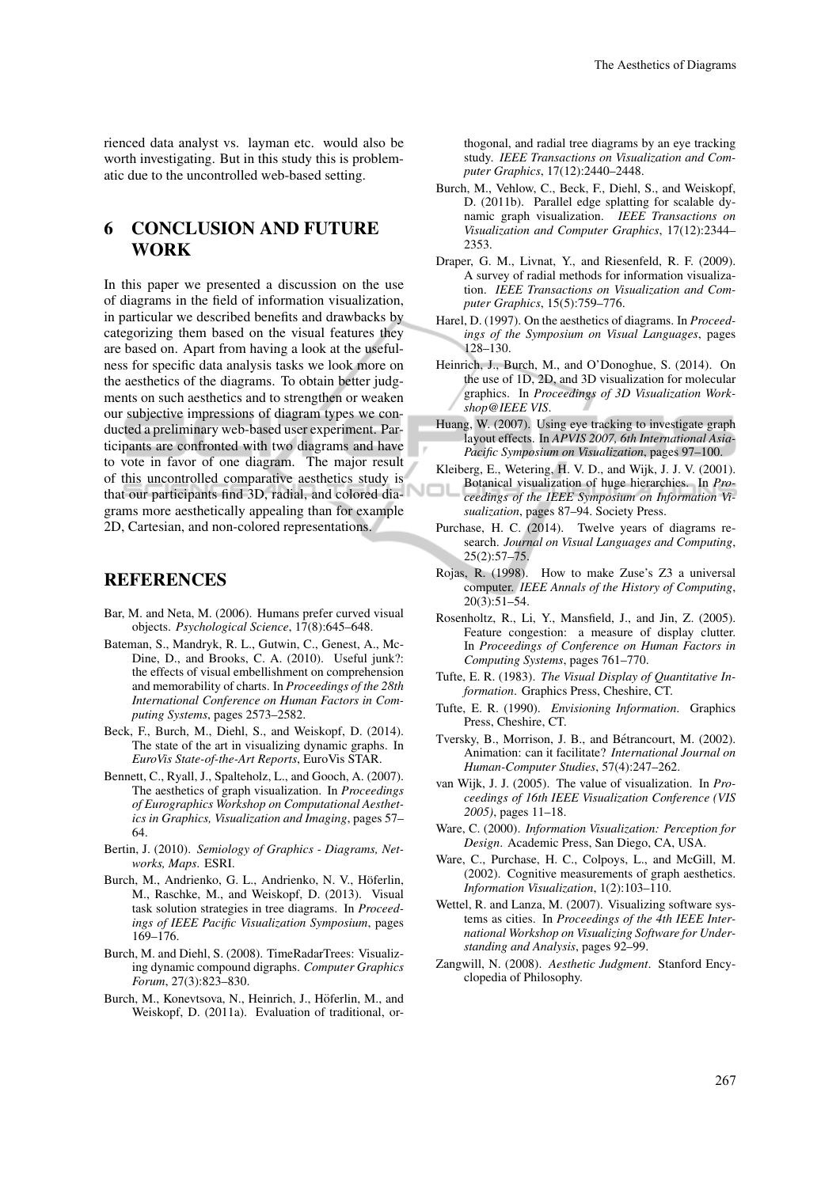rienced data analyst vs. layman etc. would also be worth investigating. But in this study this is problematic due to the uncontrolled web-based setting.

## 6 CONCLUSION AND FUTURE WORK

In this paper we presented a discussion on the use of diagrams in the field of information visualization, in particular we described benefits and drawbacks by categorizing them based on the visual features they are based on. Apart from having a look at the usefulness for specific data analysis tasks we look more on the aesthetics of the diagrams. To obtain better judgments on such aesthetics and to strengthen or weaken our subjective impressions of diagram types we conducted a preliminary web-based user experiment. Participants are confronted with two diagrams and have to vote in favor of one diagram. The major result of this uncontrolled comparative aesthetics study is that our participants find 3D, radial, and colored diagrams more aesthetically appealing than for example 2D, Cartesian, and non-colored representations.

## REFERENCES

Bar, M. and Neta, M. (2006). Humans prefer curved visual objects. *Psychological Science*, 17(8):645–648.

Bateman, S., Mandryk, R. L., Gutwin, C., Genest, A., McDine, D., and Brooks, C. A. (2010). Useful junk?: the effects of visual embellishment on comprehension and memorability of charts. In *Proceedings of the 28th International Conference on Human Factors in Computing Systems*, pages 2573–2582.

Beck, F., Burch, M., Diehl, S., and Weiskopf, D. (2014). The state of the art in visualizing dynamic graphs. In *EuroVis State-of-the-Art Reports*, EuroVis STAR.

Bennett, C., Ryall, J., Spalteholz, L., and Gooch, A. (2007). The aesthetics of graph visualization. In *Proceedings of Eurographics Workshop on Computational Aesthetics in Graphics, Visualization and Imaging*, pages 57–64.

Bertin, J. (2010). *Semiology of Graphics - Diagrams, Networks, Maps*. ESRI.

Burch, M., Andrienko, G. L., Andrienko, N. V., Höferlin, M., Raschke, M., and Weiskopf, D. (2013). Visual task solution strategies in tree diagrams. In *Proceedings of IEEE Pacific Visualization Symposium*, pages 169–176.

Burch, M. and Diehl, S. (2008). TimeRadarTrees: Visualizing dynamic compound digraphs. *Computer Graphics Forum*, 27(3):823–830.

Burch, M., Konevtsova, N., Heinrich, J., Höferlin, M., and Weiskopf, D. (2011a). Evaluation of traditional, orthogonal, and radial tree diagrams by an eye tracking study. *IEEE Transactions on Visualization and Computer Graphics*, 17(12):2440–2448.

Burch, M., Vehlow, C., Beck, F., Diehl, S., and Weiskopf, D. (2011b). Parallel edge splatting for scalable dynamic graph visualization. *IEEE Transactions on Visualization and Computer Graphics*, 17(12):2344–2353.

Draper, G. M., Livnat, Y., and Riesenfeld, R. F. (2009). A survey of radial methods for information visualization. *IEEE Transactions on Visualization and Computer Graphics*, 15(5):759–776.

Harel, D. (1997). On the aesthetics of diagrams. In *Proceedings of the Symposium on Visual Languages*, pages 128–130.

Heinrich, J., Burch, M., and O'Donoghue, S. (2014). On the use of 1D, 2D, and 3D visualization for molecular graphics. In *Proceedings of 3D Visualization Workshop@IEEE VIS*.

Huang, W. (2007). Using eye tracking to investigate graph layout effects. In *APVIS 2007, 6th International Asia-Pacific Symposium on Visualization*, pages 97–100.

Kleiberg, E., Wetering, H. V. D., and Wijk, J. J. V. (2001). Botanical visualization of huge hierarchies. In *Proceedings of the IEEE Symposium on Information Visualization*, pages 87–94. Society Press.

Purchase, H. C. (2014). Twelve years of diagrams research. *Journal on Visual Languages and Computing*, 25(2):57–75.

Rojas, R. (1998). How to make Zuse's Z3 a universal computer. *IEEE Annals of the History of Computing*, 20(3):51–54.

Rosenholtz, R., Li, Y., Mansfield, J., and Jin, Z. (2005). Feature congestion: a measure of display clutter. In *Proceedings of Conference on Human Factors in Computing Systems*, pages 761–770.

Tufte, E. R. (1983). *The Visual Display of Quantitative Information*. Graphics Press, Cheshire, CT.

Tufte, E. R. (1990). *Envisioning Information*. Graphics Press, Cheshire, CT.

Tversky, B., Morrison, J. B., and Bétrancourt, M. (2002). Animation: can it facilitate? *International Journal on Human-Computer Studies*, 57(4):247–262.

van Wijk, J. J. (2005). The value of visualization. In *Proceedings of 16th IEEE Visualization Conference (VIS 2005)*, pages 11–18.

Ware, C. (2000). *Information Visualization: Perception for Design*. Academic Press, San Diego, CA, USA.

Ware, C., Purchase, H. C., Colpoys, L., and McGill, M. (2002). Cognitive measurements of graph aesthetics. *Information Visualization*, 1(2):103–110.

Wettel, R. and Lanza, M. (2007). Visualizing software systems as cities. In *Proceedings of the 4th IEEE International Workshop on Visualizing Software for Understanding and Analysis*, pages 92–99.

Zangwill, N. (2008). *Aesthetic Judgment*. Stanford Encyclopedia of Philosophy.